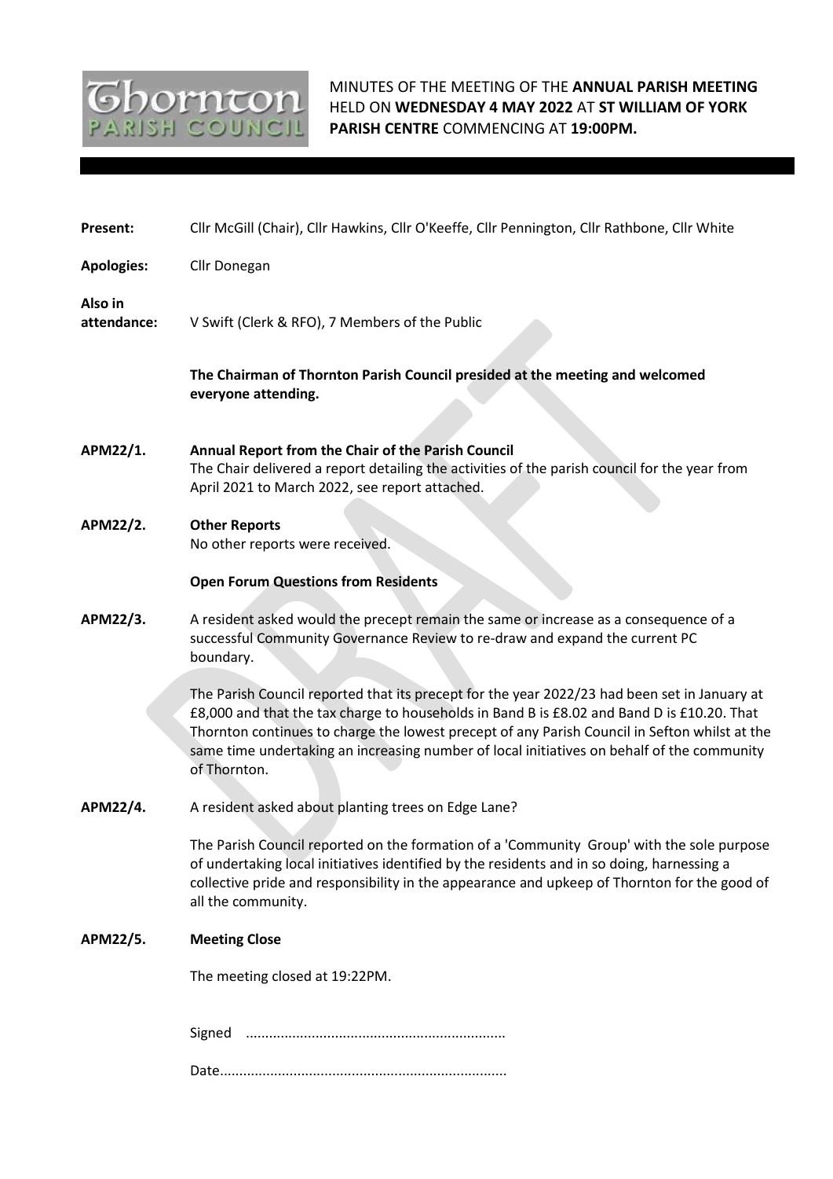Thornton PARISH COUNCIL

MINUTES OF THE MEETING OF THE **ANNUAL PARISH MEETING** HELD ON **WEDNESDAY 4 MAY 2022** AT **ST WILLIAM OF YORK PARISH CENTRE** COMMENCING AT **19:00PM.**

**Present:** Cllr McGill (Chair), Cllr Hawkins, Cllr O'Keeffe, Cllr Pennington, Cllr Rathbone, Cllr White

**Apologies:** Cllr Donegan

**Also in attendance:** V Swift (Clerk & RFO), 7 Members of the Public

**The Chairman of Thornton Parish Council presided at the meeting and welcomed everyone attending.**

**APM22/1. Annual Report from the Chair of the Parish Council**

The Chair delivered a report detailing the activities of the parish council for the year from April 2021 to March 2022, see report attached.

**APM22/2. Other Reports**

No other reports were received.

**Open Forum Questions from Residents**

**APM22/3.** A resident asked would the precept remain the same or increase as a consequence of a successful Community Governance Review to re-draw and expand the current PC boundary.

The Parish Council reported that its precept for the year 2022/23 had been set in January at £8,000 and that the tax charge to households in Band B is £8.02 and Band D is £10.20. That Thornton continues to charge the lowest precept of any Parish Council in Sefton whilst at the same time undertaking an increasing number of local initiatives on behalf of the community of Thornton.

**APM22/4.** A resident asked about planting trees on Edge Lane?

The Parish Council reported on the formation of a 'Community Group' with the sole purpose of undertaking local initiatives identified by the residents and in so doing, harnessing a collective pride and responsibility in the appearance and upkeep of Thornton for the good of all the community.

**APM22/5. Meeting Close**

The meeting closed at 19:22PM.

Signed ..................................................................

Date.........................................................................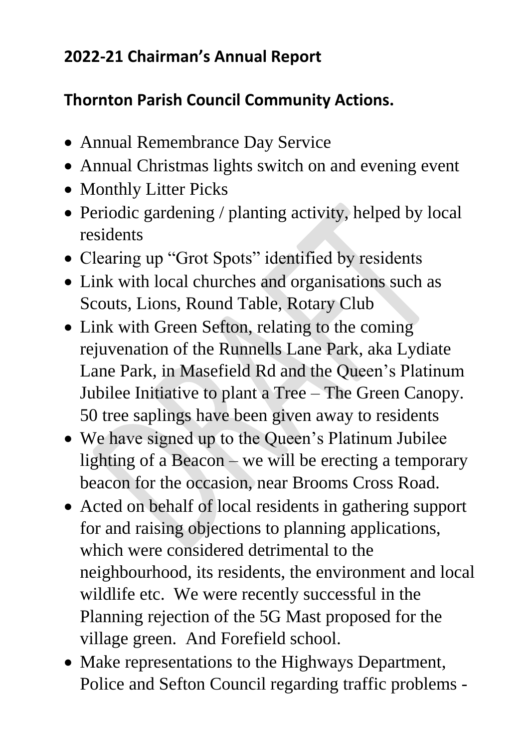## 2022-21 Chairman's Annual Report

## Thornton Parish Council Community Actions.

- Annual Remembrance Day Service
- Annual Christmas lights switch on and evening event
- Monthly Litter Picks
- Periodic gardening / planting activity, helped by local residents
- Clearing up "Grot Spots" identified by residents
- Link with local churches and organisations such as Scouts, Lions, Round Table, Rotary Club
- Link with Green Sefton, relating to the coming rejuvenation of the Runnells Lane Park, aka Lydiate Lane Park, in Masefield Rd and the Queen's Platinum Jubilee Initiative to plant a Tree – The Green Canopy. 50 tree saplings have been given away to residents
- We have signed up to the Queen's Platinum Jubilee lighting of a Beacon – we will be erecting a temporary beacon for the occasion, near Brooms Cross Road.
- Acted on behalf of local residents in gathering support for and raising objections to planning applications, which were considered detrimental to the neighbourhood, its residents, the environment and local wildlife etc. We were recently successful in the Planning rejection of the 5G Mast proposed for the village green. And Forefield school.
- Make representations to the Highways Department, Police and Sefton Council regarding traffic problems -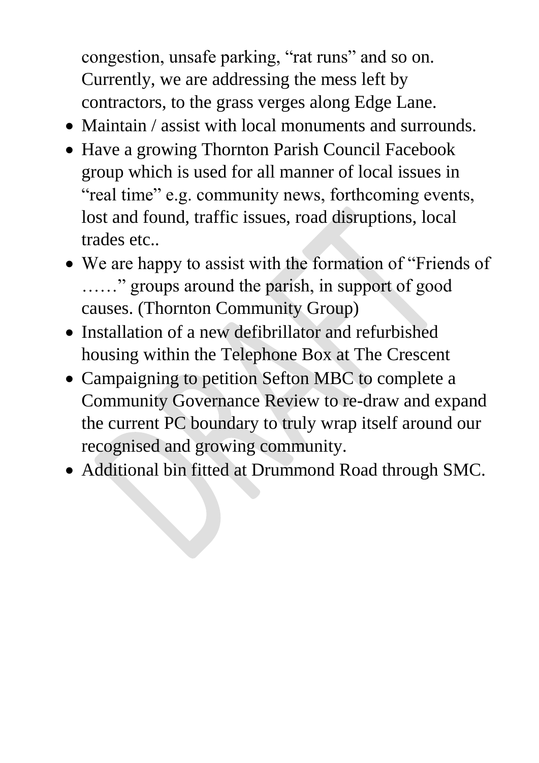congestion, unsafe parking, "rat runs" and so on. Currently, we are addressing the mess left by contractors, to the grass verges along Edge Lane.

- Maintain / assist with local monuments and surrounds.
- Have a growing Thornton Parish Council Facebook group which is used for all manner of local issues in "real time" e.g. community news, forthcoming events, lost and found, traffic issues, road disruptions, local trades etc..
- We are happy to assist with the formation of "Friends of ……" groups around the parish, in support of good causes. (Thornton Community Group)
- Installation of a new defibrillator and refurbished housing within the Telephone Box at The Crescent
- Campaigning to petition Sefton MBC to complete a Community Governance Review to re-draw and expand the current PC boundary to truly wrap itself around our recognised and growing community.
- Additional bin fitted at Drummond Road through SMC.